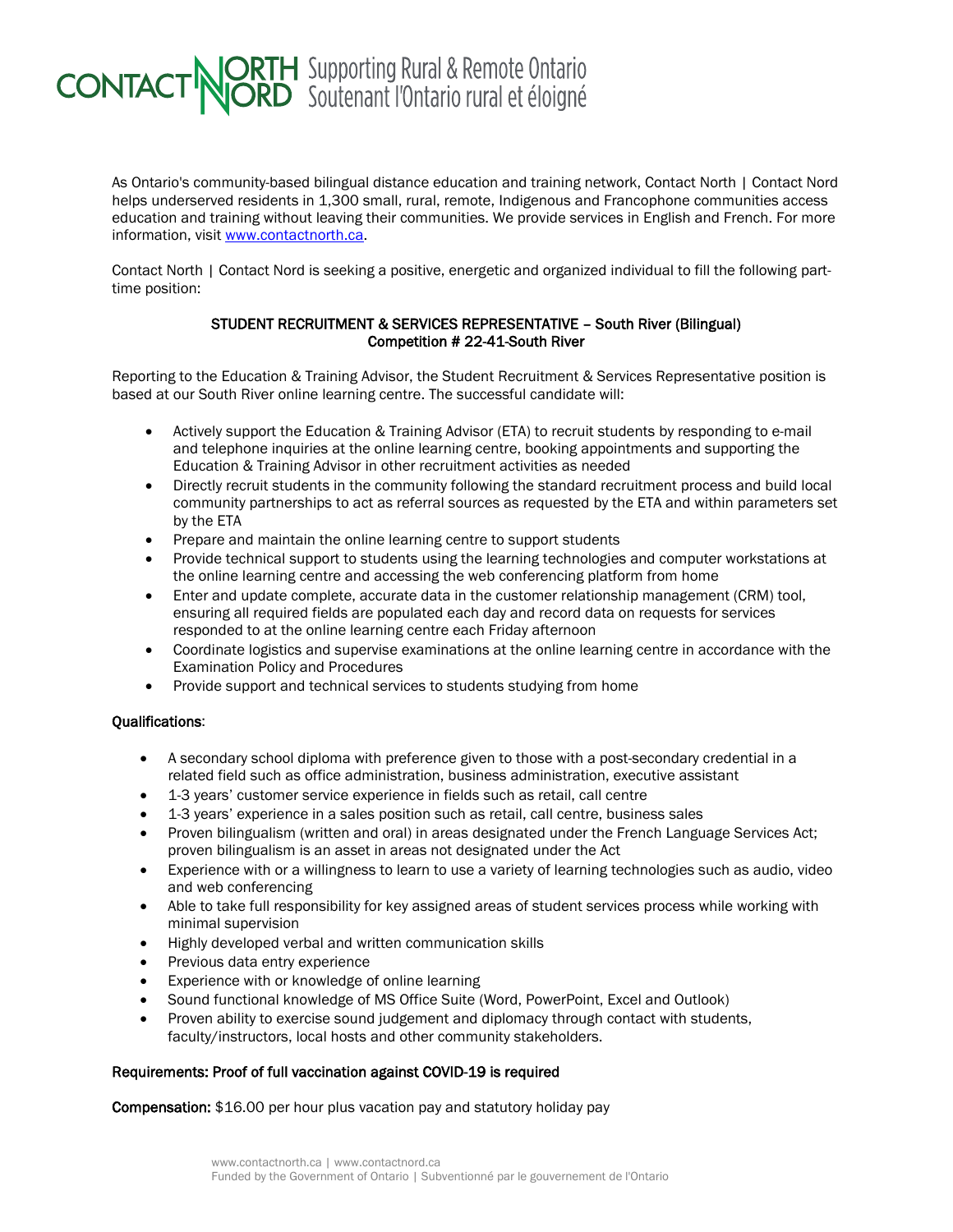CONTACT NORTH | NORD Supporting Rural & Remote Ontario
Soutenant l'Ontario rural et éloigné

As Ontario's community-based bilingual distance education and training network, Contact North | Contact Nord helps underserved residents in 1,300 small, rural, remote, Indigenous and Francophone communities access education and training without leaving their communities. We provide services in English and French. For more information, visit www.contactnorth.ca.

Contact North | Contact Nord is seeking a positive, energetic and organized individual to fill the following part-time position:

**STUDENT RECRUITMENT & SERVICES REPRESENTATIVE – South River (Bilingual)**
**Competition # 22-41-South River**

Reporting to the Education & Training Advisor, the Student Recruitment & Services Representative position is based at our South River online learning centre. The successful candidate will:

- Actively support the Education & Training Advisor (ETA) to recruit students by responding to e-mail and telephone inquiries at the online learning centre, booking appointments and supporting the Education & Training Advisor in other recruitment activities as needed
- Directly recruit students in the community following the standard recruitment process and build local community partnerships to act as referral sources as requested by the ETA and within parameters set by the ETA
- Prepare and maintain the online learning centre to support students
- Provide technical support to students using the learning technologies and computer workstations at the online learning centre and accessing the web conferencing platform from home
- Enter and update complete, accurate data in the customer relationship management (CRM) tool, ensuring all required fields are populated each day and record data on requests for services responded to at the online learning centre each Friday afternoon
- Coordinate logistics and supervise examinations at the online learning centre in accordance with the Examination Policy and Procedures
- Provide support and technical services to students studying from home

**Qualifications**:

- A secondary school diploma with preference given to those with a post-secondary credential in a related field such as office administration, business administration, executive assistant
- 1-3 years' customer service experience in fields such as retail, call centre
- 1-3 years' experience in a sales position such as retail, call centre, business sales
- Proven bilingualism (written and oral) in areas designated under the French Language Services Act; proven bilingualism is an asset in areas not designated under the Act
- Experience with or a willingness to learn to use a variety of learning technologies such as audio, video and web conferencing
- Able to take full responsibility for key assigned areas of student services process while working with minimal supervision
- Highly developed verbal and written communication skills
- Previous data entry experience
- Experience with or knowledge of online learning
- Sound functional knowledge of MS Office Suite (Word, PowerPoint, Excel and Outlook)
- Proven ability to exercise sound judgement and diplomacy through contact with students, faculty/instructors, local hosts and other community stakeholders.

**Requirements: Proof of full vaccination against COVID-19 is required**

**Compensation:** $16.00 per hour plus vacation pay and statutory holiday pay

www.contactnorth.ca | www.contactnord.ca
Funded by the Government of Ontario | Subventionné par le gouvernement de l'Ontario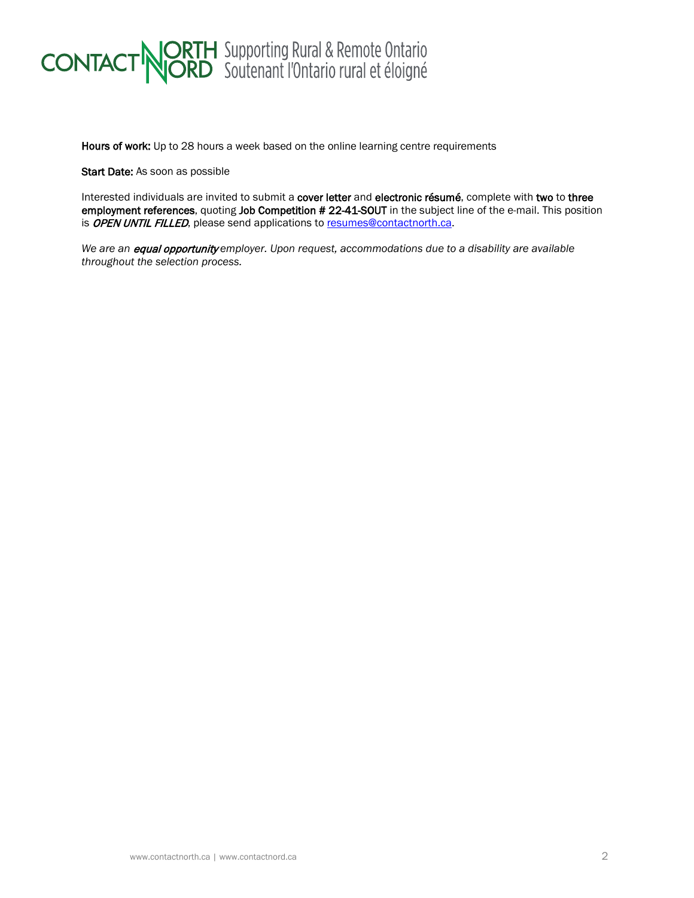**Hours of work:** Up to 28 hours a week based on the online learning centre requirements

**Start Date:** As soon as possible

Interested individuals are invited to submit a **cover letter** and **electronic résumé**, complete with **two** to **three employment references**, quoting **Job Competition # 22-41-SOUT** in the subject line of the e-mail. This position is ***OPEN UNTIL FILLED***, please send applications to [resumes@contactnorth.ca](mailto:resumes@contactnorth.ca).

*We are an **equal opportunity** employer. Upon request, accommodations due to a disability are available throughout the selection process.*